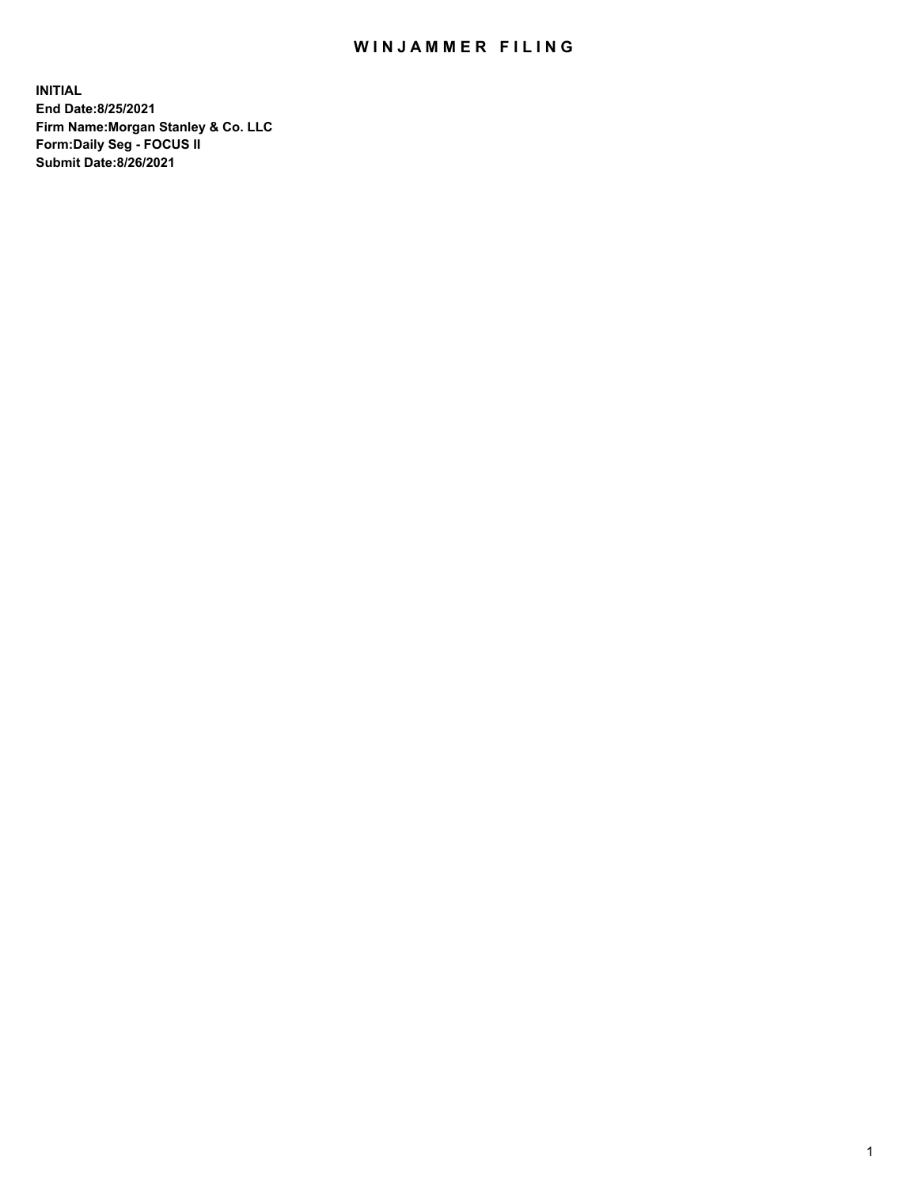# WINJAMMER FILING

**INITIAL**
**End Date:8/25/2021**
**Firm Name:Morgan Stanley & Co. LLC**
**Form:Daily Seg - FOCUS II**
**Submit Date:8/26/2021**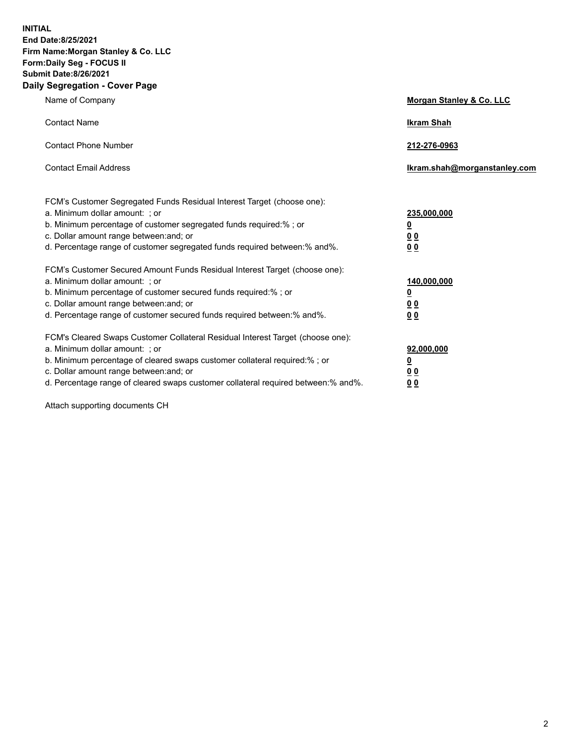**INITIAL**
**End Date:8/25/2021**
**Firm Name:Morgan Stanley & Co. LLC**
**Form:Daily Seg - FOCUS II**
**Submit Date:8/26/2021**
**Daily Segregation - Cover Page**

| | |
|---|---|
| Name of Company | **Morgan Stanley & Co. LLC** |
| Contact Name | **Ikram Shah** |
| Contact Phone Number | **212-276-0963** |
| Contact Email Address | **Ikram.shah@morganstanley.com** |

| | |
|---|---|
| FCM's Customer Segregated Funds Residual Interest Target (choose one): | |
| a. Minimum dollar amount: ; or | **235,000,000** |
| b. Minimum percentage of customer segregated funds required:% ; or | **0** |
| c. Dollar amount range between:and; or | **0 0** |
| d. Percentage range of customer segregated funds required between:% and%. | **0 0** |
| FCM's Customer Secured Amount Funds Residual Interest Target (choose one): | |
| a. Minimum dollar amount: ; or | **140,000,000** |
| b. Minimum percentage of customer secured funds required:% ; or | **0** |
| c. Dollar amount range between:and; or | **0 0** |
| d. Percentage range of customer secured funds required between:% and%. | **0 0** |
| FCM's Cleared Swaps Customer Collateral Residual Interest Target (choose one): | |
| a. Minimum dollar amount: ; or | **92,000,000** |
| b. Minimum percentage of cleared swaps customer collateral required:% ; or | **0** |
| c. Dollar amount range between:and; or | **0 0** |
| d. Percentage range of cleared swaps customer collateral required between:% and%. | **0 0** |

Attach supporting documents CH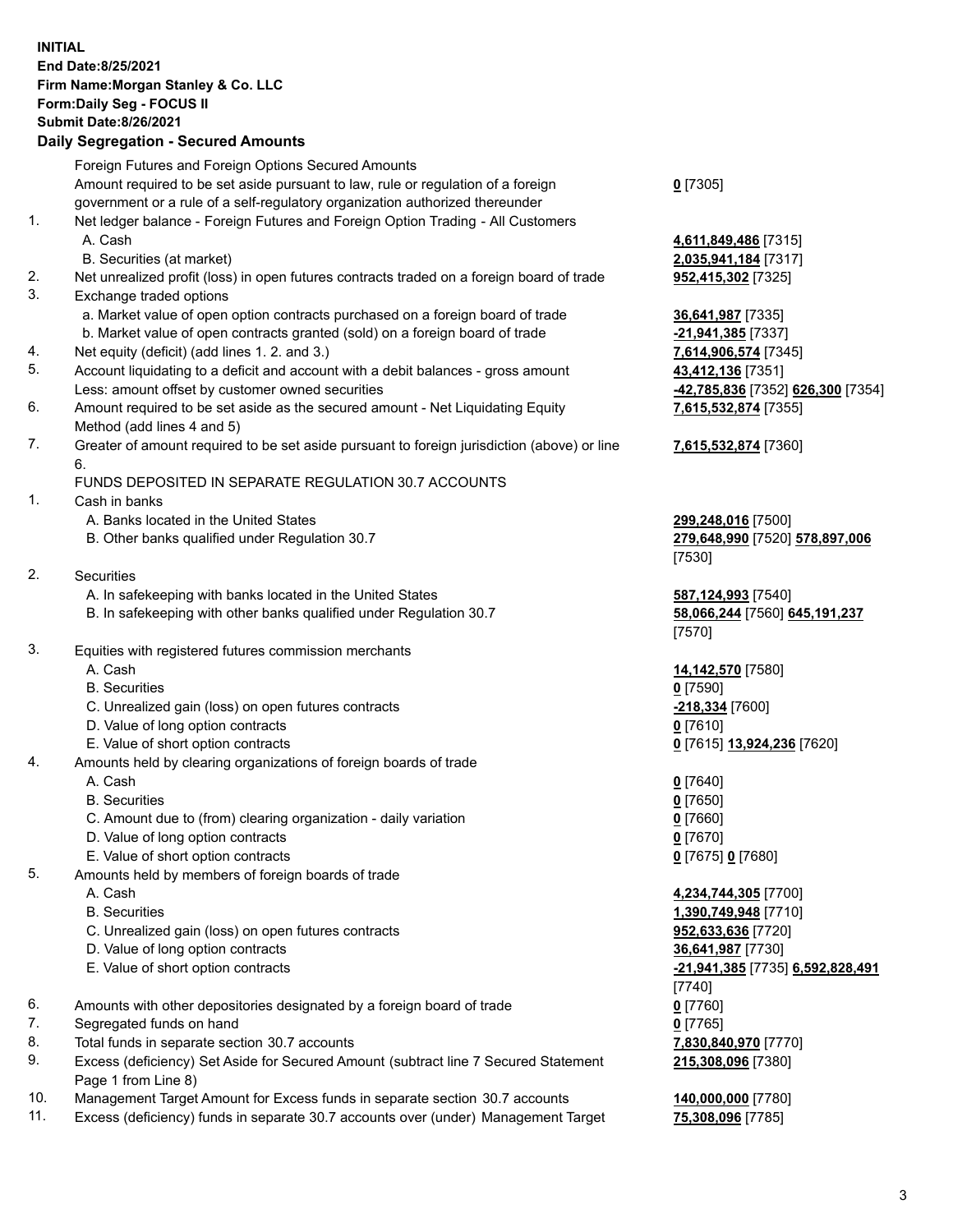**INITIAL**
**End Date:8/25/2021**
**Firm Name:Morgan Stanley & Co. LLC**
**Form:Daily Seg - FOCUS II**
**Submit Date:8/26/2021**

## Daily Segregation - Secured Amounts

| | | |
|---|---|---|
| | Foreign Futures and Foreign Options Secured Amounts | |
| | Amount required to be set aside pursuant to law, rule or regulation of a foreign government or a rule of a self-regulatory organization authorized thereunder | **0** [7305] |
| 1. | Net ledger balance - Foreign Futures and Foreign Option Trading - All Customers | |
| | A. Cash | **4,611,849,486** [7315] |
| | B. Securities (at market) | **2,035,941,184** [7317] |
| 2. | Net unrealized profit (loss) in open futures contracts traded on a foreign board of trade | **952,415,302** [7325] |
| 3. | Exchange traded options | |
| | a. Market value of open option contracts purchased on a foreign board of trade | **36,641,987** [7335] |
| | b. Market value of open contracts granted (sold) on a foreign board of trade | **-21,941,385** [7337] |
| 4. | Net equity (deficit) (add lines 1. 2. and 3.) | **7,614,906,574** [7345] |
| 5. | Account liquidating to a deficit and account with a debit balances - gross amount | **43,412,136** [7351] |
| | Less: amount offset by customer owned securities | **-42,785,836** [7352] **626,300** [7354] |
| 6. | Amount required to be set aside as the secured amount - Net Liquidating Equity Method (add lines 4 and 5) | **7,615,532,874** [7355] |
| 7. | Greater of amount required to be set aside pursuant to foreign jurisdiction (above) or line 6. | **7,615,532,874** [7360] |
| | FUNDS DEPOSITED IN SEPARATE REGULATION 30.7 ACCOUNTS | |
| 1. | Cash in banks | |
| | A. Banks located in the United States | **299,248,016** [7500] |
| | B. Other banks qualified under Regulation 30.7 | **279,648,990** [7520] **578,897,006** [7530] |
| 2. | Securities | |
| | A. In safekeeping with banks located in the United States | **587,124,993** [7540] |
| | B. In safekeeping with other banks qualified under Regulation 30.7 | **58,066,244** [7560] **645,191,237** [7570] |
| 3. | Equities with registered futures commission merchants | |
| | A. Cash | **14,142,570** [7580] |
| | B. Securities | **0** [7590] |
| | C. Unrealized gain (loss) on open futures contracts | **-218,334** [7600] |
| | D. Value of long option contracts | **0** [7610] |
| | E. Value of short option contracts | **0** [7615] **13,924,236** [7620] |
| 4. | Amounts held by clearing organizations of foreign boards of trade | |
| | A. Cash | **0** [7640] |
| | B. Securities | **0** [7650] |
| | C. Amount due to (from) clearing organization - daily variation | **0** [7660] |
| | D. Value of long option contracts | **0** [7670] |
| | E. Value of short option contracts | **0** [7675] **0** [7680] |
| 5. | Amounts held by members of foreign boards of trade | |
| | A. Cash | **4,234,744,305** [7700] |
| | B. Securities | **1,390,749,948** [7710] |
| | C. Unrealized gain (loss) on open futures contracts | **952,633,636** [7720] |
| | D. Value of long option contracts | **36,641,987** [7730] |
| | E. Value of short option contracts | **-21,941,385** [7735] **6,592,828,491** [7740] |
| 6. | Amounts with other depositories designated by a foreign board of trade | **0** [7760] |
| 7. | Segregated funds on hand | **0** [7765] |
| 8. | Total funds in separate section 30.7 accounts | **7,830,840,970** [7770] |
| 9. | Excess (deficiency) Set Aside for Secured Amount (subtract line 7 Secured Statement Page 1 from Line 8) | **215,308,096** [7380] |
| 10. | Management Target Amount for Excess funds in separate section 30.7 accounts | **140,000,000** [7780] |
| 11. | Excess (deficiency) funds in separate 30.7 accounts over (under) Management Target | **75,308,096** [7785] |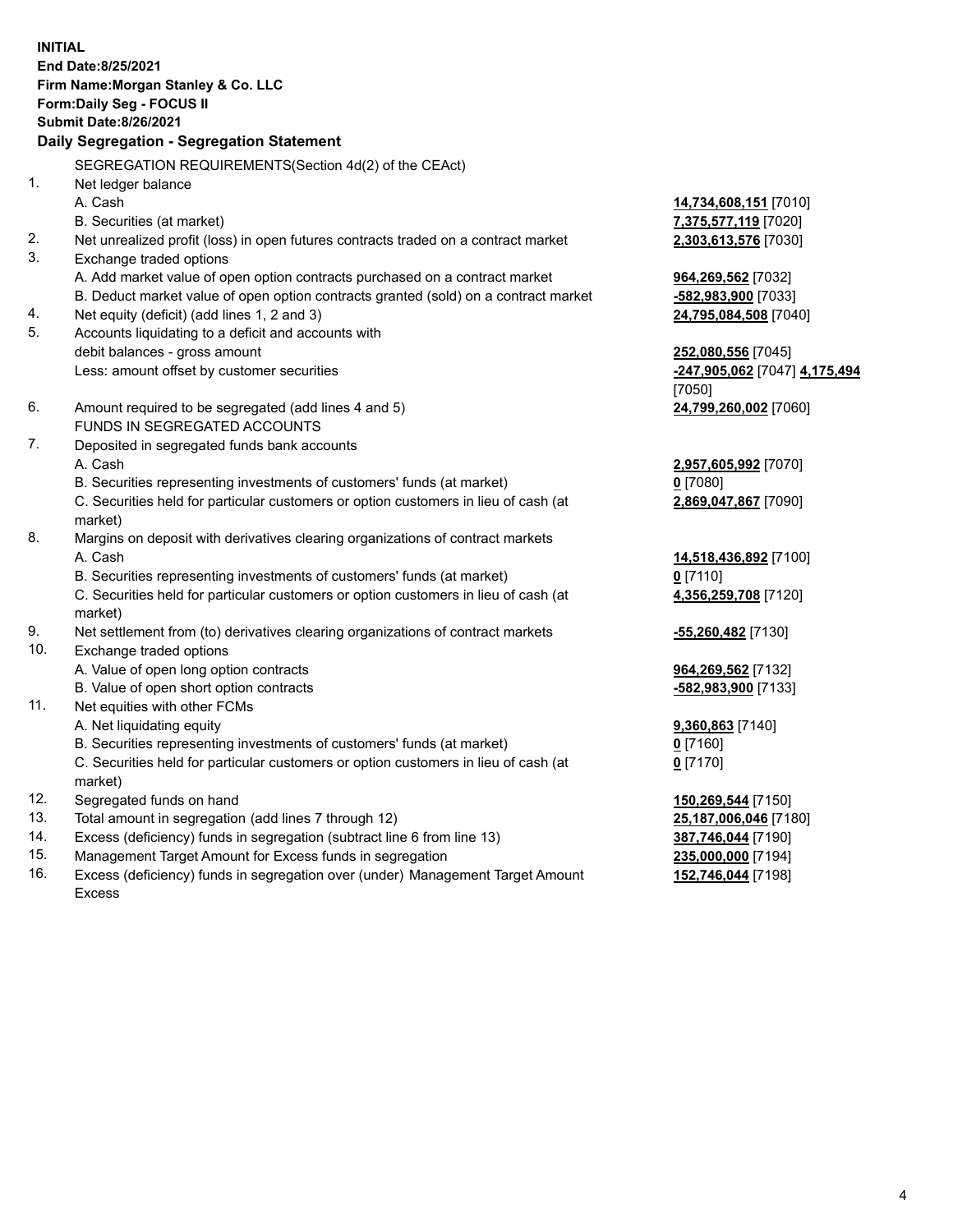**INITIAL**
**End Date:8/25/2021**
**Firm Name:Morgan Stanley & Co. LLC**
**Form:Daily Seg - FOCUS II**
**Submit Date:8/26/2021**

**Daily Segregation - Segregation Statement**

| | | |
|---|---|---|
| | SEGREGATION REQUIREMENTS(Section 4d(2) of the CEAct) | |
| 1. | Net ledger balance | |
| | A. Cash | **14,734,608,151** [7010] |
| | B. Securities (at market) | **7,375,577,119** [7020] |
| 2. | Net unrealized profit (loss) in open futures contracts traded on a contract market | **2,303,613,576** [7030] |
| 3. | Exchange traded options | |
| | A. Add market value of open option contracts purchased on a contract market | **964,269,562** [7032] |
| | B. Deduct market value of open option contracts granted (sold) on a contract market | **-582,983,900** [7033] |
| 4. | Net equity (deficit) (add lines 1, 2 and 3) | **24,795,084,508** [7040] |
| 5. | Accounts liquidating to a deficit and accounts with debit balances - gross amount | **252,080,556** [7045] |
| | Less: amount offset by customer securities | **-247,905,062** [7047] **4,175,494** [7050] |
| 6. | Amount required to be segregated (add lines 4 and 5) | **24,799,260,002** [7060] |
| | FUNDS IN SEGREGATED ACCOUNTS | |
| 7. | Deposited in segregated funds bank accounts | |
| | A. Cash | **2,957,605,992** [7070] |
| | B. Securities representing investments of customers' funds (at market) | **0** [7080] |
| | C. Securities held for particular customers or option customers in lieu of cash (at market) | **2,869,047,867** [7090] |
| 8. | Margins on deposit with derivatives clearing organizations of contract markets | |
| | A. Cash | **14,518,436,892** [7100] |
| | B. Securities representing investments of customers' funds (at market) | **0** [7110] |
| | C. Securities held for particular customers or option customers in lieu of cash (at market) | **4,356,259,708** [7120] |
| 9. | Net settlement from (to) derivatives clearing organizations of contract markets | **-55,260,482** [7130] |
| 10. | Exchange traded options | |
| | A. Value of open long option contracts | **964,269,562** [7132] |
| | B. Value of open short option contracts | **-582,983,900** [7133] |
| 11. | Net equities with other FCMs | |
| | A. Net liquidating equity | **9,360,863** [7140] |
| | B. Securities representing investments of customers' funds (at market) | **0** [7160] |
| | C. Securities held for particular customers or option customers in lieu of cash (at market) | **0** [7170] |
| 12. | Segregated funds on hand | **150,269,544** [7150] |
| 13. | Total amount in segregation (add lines 7 through 12) | **25,187,006,046** [7180] |
| 14. | Excess (deficiency) funds in segregation (subtract line 6 from line 13) | **387,746,044** [7190] |
| 15. | Management Target Amount for Excess funds in segregation | **235,000,000** [7194] |
| 16. | Excess (deficiency) funds in segregation over (under) Management Target Amount Excess | **152,746,044** [7198] |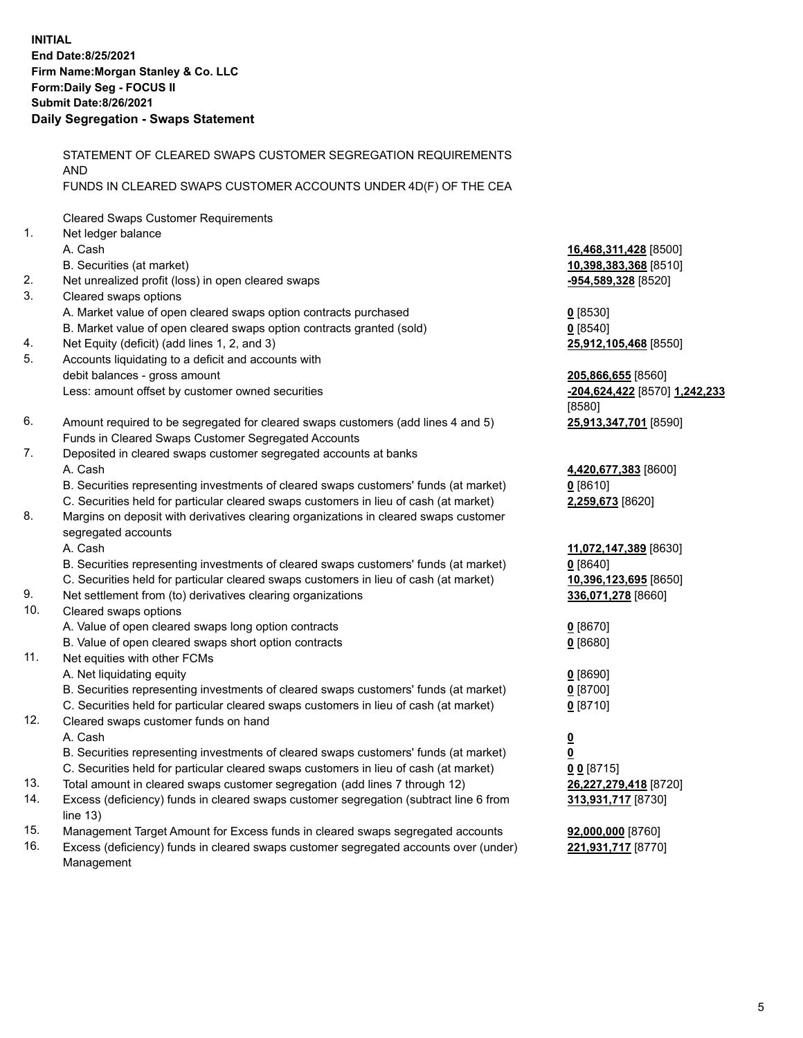**INITIAL**
**End Date:8/25/2021**
**Firm Name:Morgan Stanley & Co. LLC**
**Form:Daily Seg - FOCUS II**
**Submit Date:8/26/2021**
**Daily Segregation - Swaps Statement**

STATEMENT OF CLEARED SWAPS CUSTOMER SEGREGATION REQUIREMENTS AND
FUNDS IN CLEARED SWAPS CUSTOMER ACCOUNTS UNDER 4D(F) OF THE CEA

| | | |
|---|---|---|
| | Cleared Swaps Customer Requirements | |
| 1. | Net ledger balance | |
| | A. Cash | **16,468,311,428** [8500] |
| | B. Securities (at market) | **10,398,383,368** [8510] |
| 2. | Net unrealized profit (loss) in open cleared swaps | **-954,589,328** [8520] |
| 3. | Cleared swaps options | |
| | A. Market value of open cleared swaps option contracts purchased | **0** [8530] |
| | B. Market value of open cleared swaps option contracts granted (sold) | **0** [8540] |
| 4. | Net Equity (deficit) (add lines 1, 2, and 3) | **25,912,105,468** [8550] |
| 5. | Accounts liquidating to a deficit and accounts with debit balances - gross amount | **205,866,655** [8560] |
| | Less: amount offset by customer owned securities | **-204,624,422** [8570] **1,242,233** [8580] |
| 6. | Amount required to be segregated for cleared swaps customers (add lines 4 and 5) | **25,913,347,701** [8590] |
| | Funds in Cleared Swaps Customer Segregated Accounts | |
| 7. | Deposited in cleared swaps customer segregated accounts at banks | |
| | A. Cash | **4,420,677,383** [8600] |
| | B. Securities representing investments of cleared swaps customers' funds (at market) | **0** [8610] |
| | C. Securities held for particular cleared swaps customers in lieu of cash (at market) | **2,259,673** [8620] |
| 8. | Margins on deposit with derivatives clearing organizations in cleared swaps customer segregated accounts | |
| | A. Cash | **11,072,147,389** [8630] |
| | B. Securities representing investments of cleared swaps customers' funds (at market) | **0** [8640] |
| | C. Securities held for particular cleared swaps customers in lieu of cash (at market) | **10,396,123,695** [8650] |
| 9. | Net settlement from (to) derivatives clearing organizations | **336,071,278** [8660] |
| 10. | Cleared swaps options | |
| | A. Value of open cleared swaps long option contracts | **0** [8670] |
| | B. Value of open cleared swaps short option contracts | **0** [8680] |
| 11. | Net equities with other FCMs | |
| | A. Net liquidating equity | **0** [8690] |
| | B. Securities representing investments of cleared swaps customers' funds (at market) | **0** [8700] |
| | C. Securities held for particular cleared swaps customers in lieu of cash (at market) | **0** [8710] |
| 12. | Cleared swaps customer funds on hand | |
| | A. Cash | **0** |
| | B. Securities representing investments of cleared swaps customers' funds (at market) | **0** |
| | C. Securities held for particular cleared swaps customers in lieu of cash (at market) | **0** **0** [8715] |
| 13. | Total amount in cleared swaps customer segregation (add lines 7 through 12) | **26,227,279,418** [8720] |
| 14. | Excess (deficiency) funds in cleared swaps customer segregation (subtract line 6 from line 13) | **313,931,717** [8730] |
| 15. | Management Target Amount for Excess funds in cleared swaps segregated accounts | **92,000,000** [8760] |
| 16. | Excess (deficiency) funds in cleared swaps customer segregated accounts over (under) Management | **221,931,717** [8770] |